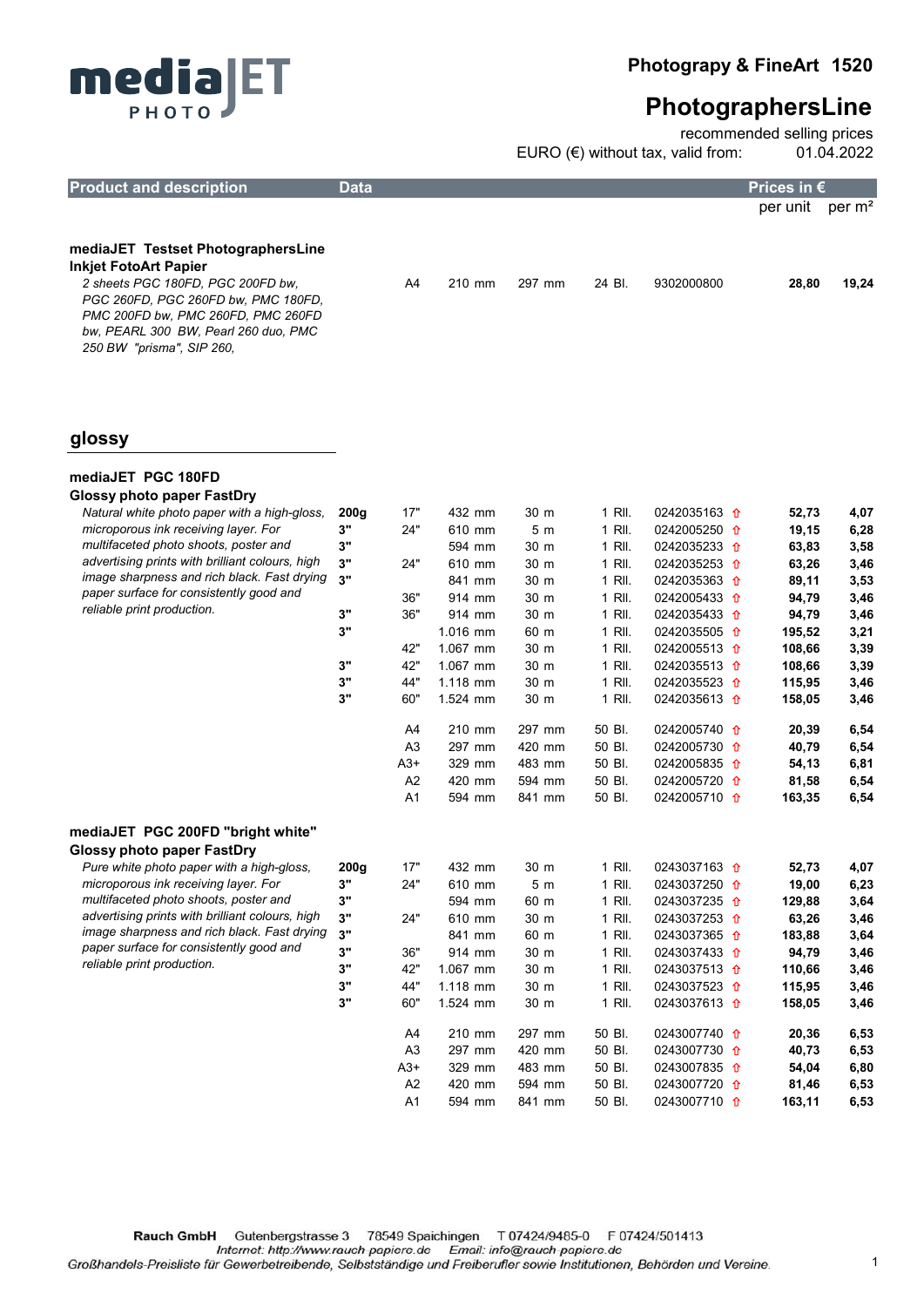# mediaJET PHOTO

**Photograpy & FineArt 1520**

## PhotographersLine

recommended selling prices

EURO (€) without tax, valid from: 01.04.2022

| Product and description | Data | | | | | | | Prices in € per unit | per m² |
|---|---|---|---|---|---|---|---|---|---|
| **mediaJET Testset PhotographersLine Inkjet FotoArt Papier** *2 sheets PGC 180FD, PGC 200FD bw, PGC 260FD, PGC 260FD bw, PMC 180FD, PMC 200FD bw, PMC 260FD, PMC 260FD bw, PEARL 300 BW, Pearl 260 duo, PMC 250 BW "prisma", SIP 260,* | | A4 | 210 mm | 297 mm | 24 Bl. | 9302000800 | | **28,80** | **19,24** |

## glossy

**mediaJET PGC 180FD**
**Glossy photo paper FastDry**

*Natural white photo paper with a high-gloss, microporous ink receiving layer. For multifaceted photo shoots, poster and advertising prints with brilliant colours, high image sharpness and rich black. Fast drying paper surface for consistently good and reliable print production.*

| Data | | | | | | | Price per unit | per m² |
|---|---|---|---|---|---|---|---|---|
| **200g** | 17" | 432 mm | 30 m | 1 Rll. | 0242035163 | ⇧ | **52,73** | **4,07** |
| **3"** | 24" | 610 mm | 5 m | 1 Rll. | 0242005250 | ⇧ | **19,15** | **6,28** |
| **3"** | | 594 mm | 30 m | 1 Rll. | 0242035233 | ⇧ | **63,83** | **3,58** |
| **3"** | 24" | 610 mm | 30 m | 1 Rll. | 0242035253 | ⇧ | **63,26** | **3,46** |
| **3"** | | 841 mm | 30 m | 1 Rll. | 0242035363 | ⇧ | **89,11** | **3,53** |
| | 36" | 914 mm | 30 m | 1 Rll. | 0242005433 | ⇧ | **94,79** | **3,46** |
| **3"** | 36" | 914 mm | 30 m | 1 Rll. | 0242035433 | ⇧ | **94,79** | **3,46** |
| **3"** | | 1.016 mm | 60 m | 1 Rll. | 0242035505 | ⇧ | **195,52** | **3,21** |
| | 42" | 1.067 mm | 30 m | 1 Rll. | 0242005513 | ⇧ | **108,66** | **3,39** |
| **3"** | 42" | 1.067 mm | 30 m | 1 Rll. | 0242035513 | ⇧ | **108,66** | **3,39** |
| **3"** | 44" | 1.118 mm | 30 m | 1 Rll. | 0242035523 | ⇧ | **115,95** | **3,46** |
| **3"** | 60" | 1.524 mm | 30 m | 1 Rll. | 0242035613 | ⇧ | **158,05** | **3,46** |
| | A4 | 210 mm | 297 mm | 50 Bl. | 0242005740 | ⇧ | **20,39** | **6,54** |
| | A3 | 297 mm | 420 mm | 50 Bl. | 0242005730 | ⇧ | **40,79** | **6,54** |
| | A3+ | 329 mm | 483 mm | 50 Bl. | 0242005835 | ⇧ | **54,13** | **6,81** |
| | A2 | 420 mm | 594 mm | 50 Bl. | 0242005720 | ⇧ | **81,58** | **6,54** |
| | A1 | 594 mm | 841 mm | 50 Bl. | 0242005710 | ⇧ | **163,35** | **6,54** |

**mediaJET PGC 200FD "bright white"**
**Glossy photo paper FastDry**

*Pure white photo paper with a high-gloss, microporous ink receiving layer. For multifaceted photo shoots, poster and advertising prints with brilliant colours, high image sharpness and rich black. Fast drying paper surface for consistently good and reliable print production.*

| Data | | | | | | | Price per unit | per m² |
|---|---|---|---|---|---|---|---|---|
| **200g** | 17" | 432 mm | 30 m | 1 Rll. | 0243037163 | ⇧ | **52,73** | **4,07** |
| **3"** | 24" | 610 mm | 5 m | 1 Rll. | 0243037250 | ⇧ | **19,00** | **6,23** |
| **3"** | | 594 mm | 60 m | 1 Rll. | 0243037235 | ⇧ | **129,88** | **3,64** |
| **3"** | 24" | 610 mm | 30 m | 1 Rll. | 0243037253 | ⇧ | **63,26** | **3,46** |
| **3"** | | 841 mm | 60 m | 1 Rll. | 0243037365 | ⇧ | **183,88** | **3,64** |
| **3"** | 36" | 914 mm | 30 m | 1 Rll. | 0243037433 | ⇧ | **94,79** | **3,46** |
| **3"** | 42" | 1.067 mm | 30 m | 1 Rll. | 0243037513 | ⇧ | **110,66** | **3,46** |
| **3"** | 44" | 1.118 mm | 30 m | 1 Rll. | 0243037523 | ⇧ | **115,95** | **3,46** |
| **3"** | 60" | 1.524 mm | 30 m | 1 Rll. | 0243037613 | ⇧ | **158,05** | **3,46** |
| | A4 | 210 mm | 297 mm | 50 Bl. | 0243007740 | ⇧ | **20,36** | **6,53** |
| | A3 | 297 mm | 420 mm | 50 Bl. | 0243007730 | ⇧ | **40,73** | **6,53** |
| | A3+ | 329 mm | 483 mm | 50 Bl. | 0243007835 | ⇧ | **54,04** | **6,80** |
| | A2 | 420 mm | 594 mm | 50 Bl. | 0243007720 | ⇧ | **81,46** | **6,53** |
| | A1 | 594 mm | 841 mm | 50 Bl. | 0243007710 | ⇧ | **163,11** | **6,53** |

**Rauch GmbH** Gutenbergstrasse 3 78549 Spaichingen T 07424/9485-0 F 07424/501413
*Internet: http://www.rauch papiere.de Email: info@rauch papiere.de*
*Großhandels-Preisliste für Gewerbetreibende, Selbstständige und Freiberufler sowie Institutionen, Behörden und Vereine.*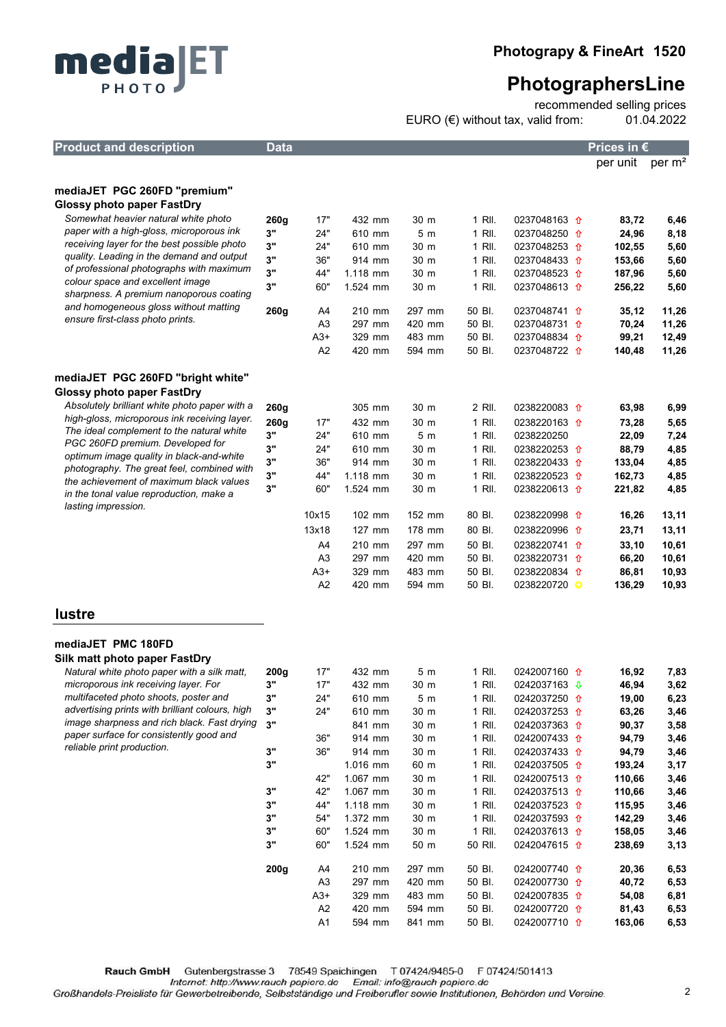mediaJET PHOTO

# Photograpy & FineArt 1520

## PhotographersLine

recommended selling prices
EURO (€) without tax, valid from: 01.04.2022

| Product and description | Data | | | | | | Prices in € per unit | per m² |
|---|---|---|---|---|---|---|---|---|

### mediaJET PGC 260FD "premium"
**Glossy photo paper FastDry**

*Somewhat heavier natural white photo paper with a high-gloss, microporous ink receiving layer for the best possible photo quality. Leading in the demand and output of professional photographs with maximum colour space and excellent image sharpness. A premium nanoporous coating and homogeneous gloss without matting ensure first-class photo prints.*

| Data | | | | | Article no. | | per unit | per m² |
|---|---|---|---|---|---|---|---|---|
| 260g | 17" | 432 mm | 30 m | 1 Rll. | 0237048163 | ⇧ | 83,72 | 6,46 |
| 3" | 24" | 610 mm | 5 m | 1 Rll. | 0237048250 | ⇧ | 24,96 | 8,18 |
| 3" | 24" | 610 mm | 30 m | 1 Rll. | 0237048253 | ⇧ | 102,55 | 5,60 |
| 3" | 36" | 914 mm | 30 m | 1 Rll. | 0237048433 | ⇧ | 153,66 | 5,60 |
| 3" | 44" | 1.118 mm | 30 m | 1 Rll. | 0237048523 | ⇧ | 187,96 | 5,60 |
| 3" | 60" | 1.524 mm | 30 m | 1 Rll. | 0237048613 | ⇧ | 256,22 | 5,60 |
| 260g | A4 | 210 mm | 297 mm | 50 Bl. | 0237048741 | ⇧ | 35,12 | 11,26 |
| | A3 | 297 mm | 420 mm | 50 Bl. | 0237048731 | ⇧ | 70,24 | 11,26 |
| | A3+ | 329 mm | 483 mm | 50 Bl. | 0237048834 | ⇧ | 99,21 | 12,49 |
| | A2 | 420 mm | 594 mm | 50 Bl. | 0237048722 | ⇧ | 140,48 | 11,26 |

### mediaJET PGC 260FD "bright white"
**Glossy photo paper FastDry**

*Absolutely brilliant white photo paper with a high-gloss, microporous ink receiving layer. The ideal complement to the natural white PGC 260FD premium. Developed for optimum image quality in black-and-white photography. The great feel, combined with the achievement of maximum black values in the tonal value reproduction, make a lasting impression.*

| Data | | | | | Article no. | | per unit | per m² |
|---|---|---|---|---|---|---|---|---|
| 260g | | 305 mm | 30 m | 2 Rll. | 0238220083 | ⇧ | 63,98 | 6,99 |
| 260g | 17" | 432 mm | 30 m | 1 Rll. | 0238220163 | ⇧ | 73,28 | 5,65 |
| 3" | 24" | 610 mm | 5 m | 1 Rll. | 0238220250 | | 22,09 | 7,24 |
| 3" | 24" | 610 mm | 30 m | 1 Rll. | 0238220253 | ⇧ | 88,79 | 4,85 |
| 3" | 36" | 914 mm | 30 m | 1 Rll. | 0238220433 | ⇧ | 133,04 | 4,85 |
| 3" | 44" | 1.118 mm | 30 m | 1 Rll. | 0238220523 | ⇧ | 162,73 | 4,85 |
| 3" | 60" | 1.524 mm | 30 m | 1 Rll. | 0238220613 | ⇧ | 221,82 | 4,85 |
| | 10x15 | 102 mm | 152 mm | 80 Bl. | 0238220998 | ⇧ | 16,26 | 13,11 |
| | 13x18 | 127 mm | 178 mm | 80 Bl. | 0238220996 | ⇧ | 23,71 | 13,11 |
| | A4 | 210 mm | 297 mm | 50 Bl. | 0238220741 | ⇧ | 33,10 | 10,61 |
| | A3 | 297 mm | 420 mm | 50 Bl. | 0238220731 | ⇧ | 66,20 | 10,61 |
| | A3+ | 329 mm | 483 mm | 50 Bl. | 0238220834 | ⇧ | 86,81 | 10,93 |
| | A2 | 420 mm | 594 mm | 50 Bl. | 0238220720 | ○ | 136,29 | 10,93 |

## lustre

### mediaJET PMC 180FD
**Silk matt photo paper FastDry**

*Natural white photo paper with a silk matt, microporous ink receiving layer. For multifaceted photo shoots, poster and advertising prints with brilliant colours, high image sharpness and rich black. Fast drying paper surface for consistently good and reliable print production.*

| Data | | | | | Article no. | | per unit | per m² |
|---|---|---|---|---|---|---|---|---|
| 200g | 17" | 432 mm | 5 m | 1 Rll. | 0242007160 | ⇧ | 16,92 | 7,83 |
| 3" | 17" | 432 mm | 30 m | 1 Rll. | 0242037163 | ⇩ | 46,94 | 3,62 |
| 3" | 24" | 610 mm | 5 m | 1 Rll. | 0242037250 | ⇧ | 19,00 | 6,23 |
| 3" | 24" | 610 mm | 30 m | 1 Rll. | 0242037253 | ⇧ | 63,26 | 3,46 |
| 3" | | 841 mm | 30 m | 1 Rll. | 0242037363 | ⇧ | 90,37 | 3,58 |
| | 36" | 914 mm | 30 m | 1 Rll. | 0242007433 | ⇧ | 94,79 | 3,46 |
| 3" | 36" | 914 mm | 30 m | 1 Rll. | 0242037433 | ⇧ | 94,79 | 3,46 |
| 3" | | 1.016 mm | 60 m | 1 Rll. | 0242037505 | ⇧ | 193,24 | 3,17 |
| | 42" | 1.067 mm | 30 m | 1 Rll. | 0242007513 | ⇧ | 110,66 | 3,46 |
| 3" | 42" | 1.067 mm | 30 m | 1 Rll. | 0242037513 | ⇧ | 110,66 | 3,46 |
| 3" | 44" | 1.118 mm | 30 m | 1 Rll. | 0242037523 | ⇧ | 115,95 | 3,46 |
| 3" | 54" | 1.372 mm | 30 m | 1 Rll. | 0242037593 | ⇧ | 142,29 | 3,46 |
| 3" | 60" | 1.524 mm | 30 m | 1 Rll. | 0242037613 | ⇧ | 158,05 | 3,46 |
| 3" | 60" | 1.524 mm | 50 m | 50 Rll. | 0242047615 | ⇧ | 238,69 | 3,13 |
| 200g | A4 | 210 mm | 297 mm | 50 Bl. | 0242007740 | ⇧ | 20,36 | 6,53 |
| | A3 | 297 mm | 420 mm | 50 Bl. | 0242007730 | ⇧ | 40,72 | 6,53 |
| | A3+ | 329 mm | 483 mm | 50 Bl. | 0242007835 | ⇧ | 54,08 | 6,81 |
| | A2 | 420 mm | 594 mm | 50 Bl. | 0242007720 | ⇧ | 81,43 | 6,53 |
| | A1 | 594 mm | 841 mm | 50 Bl. | 0242007710 | ⇧ | 163,06 | 6,53 |

**Rauch GmbH** Gutenbergstrasse 3 78549 Spaichingen T 07424/9485-0 F 07424/501413
Internet: http://www.rauch papiere.de Email: info@rauch papiere.de
Großhandels-Preisliste für Gewerbetreibende, Selbstständige und Freiberufler sowie Institutionen, Behörden und Vereine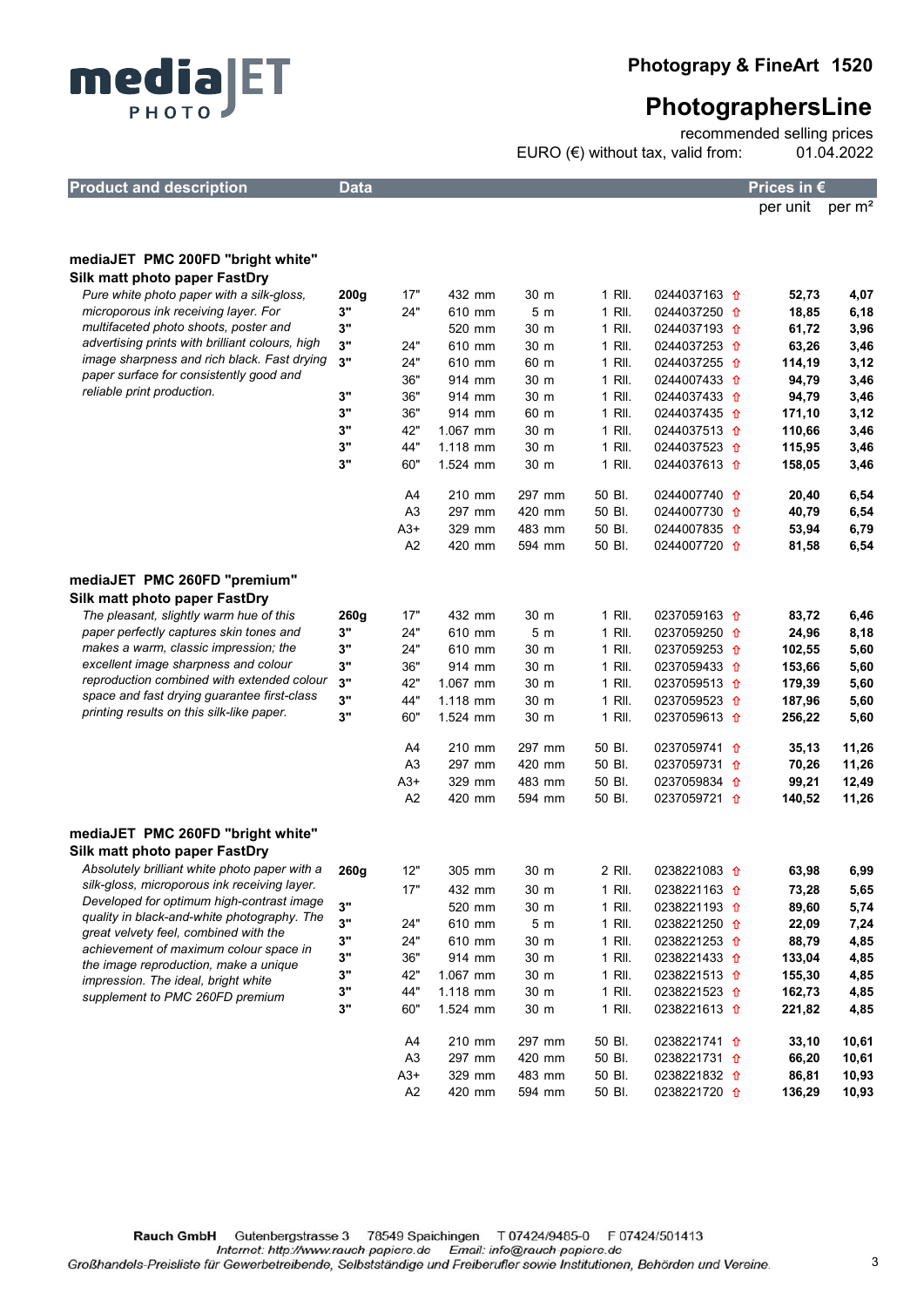# mediaJET PHOTO

## Photograpy & FineArt 1520

## PhotographersLine

recommended selling prices

EURO (€) without tax, valid from: 01.04.2022

| Product and description | Data | | | | | | | Prices in € | |
|---|---|---|---|---|---|---|---|---|---|
| | | | | | | | | per unit | per m² |

### mediaJET PMC 200FD "bright white"
**Silk matt photo paper FastDry**

*Pure white photo paper with a silk-gloss, microporous ink receiving layer. For multifaceted photo shoots, poster and advertising prints with brilliant colours, high image sharpness and rich black. Fast drying paper surface for consistently good and reliable print production.*

| Data | Format | Width | Length | Qty | Article no. | per unit | per m² |
|---|---|---|---|---|---|---|---|
| 200g | 17" | 432 mm | 30 m | 1 Rll. | 0244037163 ⇧ | 52,73 | 4,07 |
| 3" | 24" | 610 mm | 5 m | 1 Rll. | 0244037250 ⇧ | 18,85 | 6,18 |
| 3" | | 520 mm | 30 m | 1 Rll. | 0244037193 ⇧ | 61,72 | 3,96 |
| 3" | 24" | 610 mm | 30 m | 1 Rll. | 0244037253 ⇧ | 63,26 | 3,46 |
| 3" | 24" | 610 mm | 60 m | 1 Rll. | 0244037255 ⇧ | 114,19 | 3,12 |
| | 36" | 914 mm | 30 m | 1 Rll. | 0244007433 ⇧ | 94,79 | 3,46 |
| 3" | 36" | 914 mm | 30 m | 1 Rll. | 0244037433 ⇧ | 94,79 | 3,46 |
| 3" | 36" | 914 mm | 60 m | 1 Rll. | 0244037435 ⇧ | 171,10 | 3,12 |
| 3" | 42" | 1.067 mm | 30 m | 1 Rll. | 0244037513 ⇧ | 110,66 | 3,46 |
| 3" | 44" | 1.118 mm | 30 m | 1 Rll. | 0244037523 ⇧ | 115,95 | 3,46 |
| 3" | 60" | 1.524 mm | 30 m | 1 Rll. | 0244037613 ⇧ | 158,05 | 3,46 |
| | A4 | 210 mm | 297 mm | 50 Bl. | 0244007740 ⇧ | 20,40 | 6,54 |
| | A3 | 297 mm | 420 mm | 50 Bl. | 0244007730 ⇧ | 40,79 | 6,54 |
| | A3+ | 329 mm | 483 mm | 50 Bl. | 0244007835 ⇧ | 53,94 | 6,79 |
| | A2 | 420 mm | 594 mm | 50 Bl. | 0244007720 ⇧ | 81,58 | 6,54 |

### mediaJET PMC 260FD "premium"
**Silk matt photo paper FastDry**

*The pleasant, slightly warm hue of this paper perfectly captures skin tones and makes a warm, classic impression; the excellent image sharpness and colour reproduction combined with extended colour space and fast drying guarantee first-class printing results on this silk-like paper.*

| Data | Format | Width | Length | Qty | Article no. | per unit | per m² |
|---|---|---|---|---|---|---|---|
| 260g | 17" | 432 mm | 30 m | 1 Rll. | 0237059163 ⇧ | 83,72 | 6,46 |
| 3" | 24" | 610 mm | 5 m | 1 Rll. | 0237059250 ⇧ | 24,96 | 8,18 |
| 3" | 24" | 610 mm | 30 m | 1 Rll. | 0237059253 ⇧ | 102,55 | 5,60 |
| 3" | 36" | 914 mm | 30 m | 1 Rll. | 0237059433 ⇧ | 153,66 | 5,60 |
| 3" | 42" | 1.067 mm | 30 m | 1 Rll. | 0237059513 ⇧ | 179,39 | 5,60 |
| 3" | 44" | 1.118 mm | 30 m | 1 Rll. | 0237059523 ⇧ | 187,96 | 5,60 |
| 3" | 60" | 1.524 mm | 30 m | 1 Rll. | 0237059613 ⇧ | 256,22 | 5,60 |
| | A4 | 210 mm | 297 mm | 50 Bl. | 0237059741 ⇧ | 35,13 | 11,26 |
| | A3 | 297 mm | 420 mm | 50 Bl. | 0237059731 ⇧ | 70,26 | 11,26 |
| | A3+ | 329 mm | 483 mm | 50 Bl. | 0237059834 ⇧ | 99,21 | 12,49 |
| | A2 | 420 mm | 594 mm | 50 Bl. | 0237059721 ⇧ | 140,52 | 11,26 |

### mediaJET PMC 260FD "bright white"
**Silk matt photo paper FastDry**

*Absolutely brilliant white photo paper with a silk-gloss, microporous ink receiving layer. Developed for optimum high-contrast image quality in black-and-white photography. The great velvety feel, combined with the achievement of maximum colour space in the image reproduction, make a unique impression. The ideal, bright white supplement to PMC 260FD premium*

| Data | Format | Width | Length | Qty | Article no. | per unit | per m² |
|---|---|---|---|---|---|---|---|
| 260g | 12" | 305 mm | 30 m | 2 Rll. | 0238221083 ⇧ | 63,98 | 6,99 |
| | 17" | 432 mm | 30 m | 1 Rll. | 0238221163 ⇧ | 73,28 | 5,65 |
| 3" | | 520 mm | 30 m | 1 Rll. | 0238221193 ⇧ | 89,60 | 5,74 |
| 3" | 24" | 610 mm | 5 m | 1 Rll. | 0238221250 ⇧ | 22,09 | 7,24 |
| 3" | 24" | 610 mm | 30 m | 1 Rll. | 0238221253 ⇧ | 88,79 | 4,85 |
| 3" | 36" | 914 mm | 30 m | 1 Rll. | 0238221433 ⇧ | 133,04 | 4,85 |
| 3" | 42" | 1.067 mm | 30 m | 1 Rll. | 0238221513 ⇧ | 155,30 | 4,85 |
| 3" | 44" | 1.118 mm | 30 m | 1 Rll. | 0238221523 ⇧ | 162,73 | 4,85 |
| 3" | 60" | 1.524 mm | 30 m | 1 Rll. | 0238221613 ⇧ | 221,82 | 4,85 |
| | A4 | 210 mm | 297 mm | 50 Bl. | 0238221741 ⇧ | 33,10 | 10,61 |
| | A3 | 297 mm | 420 mm | 50 Bl. | 0238221731 ⇧ | 66,20 | 10,61 |
| | A3+ | 329 mm | 483 mm | 50 Bl. | 0238221832 ⇧ | 86,81 | 10,93 |
| | A2 | 420 mm | 594 mm | 50 Bl. | 0238221720 ⇧ | 136,29 | 10,93 |

**Rauch GmbH** Gutenbergstrasse 3 78549 Spaichingen T 07424/9485-0 F 07424/501413
Internet: http://www.rauch papiere.de Email: info@rauch papiere.de
Großhandels-Preisliste für Gewerbetreibende, Selbstständige und Freiberufler sowie Institutionen, Behörden und Vereine.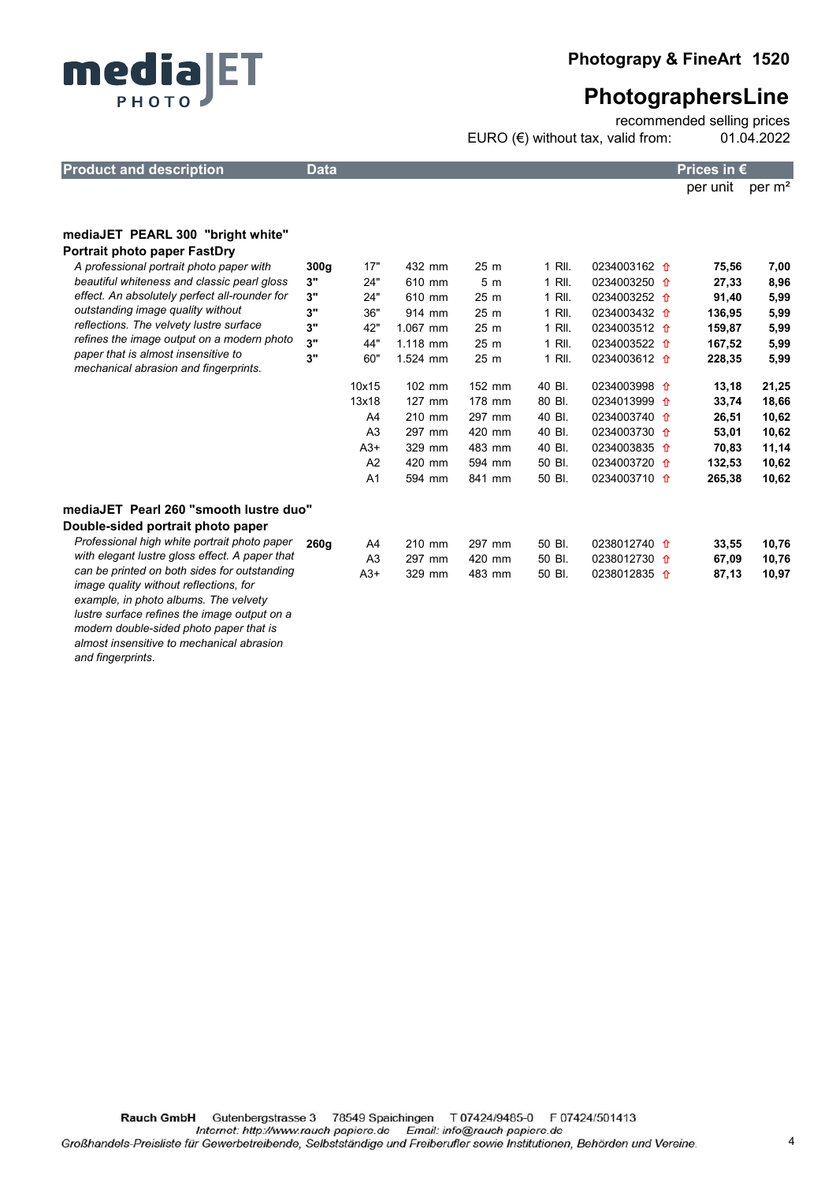**mediaJET PHOTO**

## Photography & FineArt 1520

# PhotographersLine

recommended selling prices
EURO (€) without tax, valid from: 01.04.2022

| Product and description | Data | | | | | | Prices in € per unit | per m² |
|---|---|---|---|---|---|---|---|---|
| **mediaJET PEARL 300 "bright white"** | | | | | | | | |
| **Portrait photo paper FastDry** | | | | | | | | |
| *A professional portrait photo paper with beautiful whiteness and classic pearl gloss effect. An absolutely perfect all-rounder for outstanding image quality without reflections. The velvety lustre surface refines the image output on a modern photo paper that is almost insensitive to mechanical abrasion and fingerprints.* | 300g | 17" | 432 mm | 25 m | 1 Rll. | 0234003162 ⇧ | **75,56** | **7,00** |
| | 3" | 24" | 610 mm | 5 m | 1 Rll. | 0234003250 ⇧ | **27,33** | **8,96** |
| | 3" | 24" | 610 mm | 25 m | 1 Rll. | 0234003252 ⇧ | **91,40** | **5,99** |
| | 3" | 36" | 914 mm | 25 m | 1 Rll. | 0234003432 ⇧ | **136,95** | **5,99** |
| | 3" | 42" | 1.067 mm | 25 m | 1 Rll. | 0234003512 ⇧ | **159,87** | **5,99** |
| | 3" | 44" | 1.118 mm | 25 m | 1 Rll. | 0234003522 ⇧ | **167,52** | **5,99** |
| | 3" | 60" | 1.524 mm | 25 m | 1 Rll. | 0234003612 ⇧ | **228,35** | **5,99** |
| | | 10x15 | 102 mm | 152 mm | 40 Bl. | 0234003998 ⇧ | **13,18** | **21,25** |
| | | 13x18 | 127 mm | 178 mm | 80 Bl. | 0234013999 ⇧ | **33,74** | **18,66** |
| | | A4 | 210 mm | 297 mm | 40 Bl. | 0234003740 ⇧ | **26,51** | **10,62** |
| | | A3 | 297 mm | 420 mm | 40 Bl. | 0234003730 ⇧ | **53,01** | **10,62** |
| | | A3+ | 329 mm | 483 mm | 40 Bl. | 0234003835 ⇧ | **70,83** | **11,14** |
| | | A2 | 420 mm | 594 mm | 50 Bl. | 0234003720 ⇧ | **132,53** | **10,62** |
| | | A1 | 594 mm | 841 mm | 50 Bl. | 0234003710 ⇧ | **265,38** | **10,62** |
| **mediaJET Pearl 260 "smooth lustre duo"** | | | | | | | | |
| **Double-sided portrait photo paper** | | | | | | | | |
| *Professional high white portrait photo paper with elegant lustre gloss effect. A paper that can be printed on both sides for outstanding image quality without reflections, for example, in photo albums. The velvety lustre surface refines the image output on a modern double-sided photo paper that is almost insensitive to mechanical abrasion and fingerprints.* | 260g | A4 | 210 mm | 297 mm | 50 Bl. | 0238012740 ⇧ | **33,55** | **10,76** |
| | | A3 | 297 mm | 420 mm | 50 Bl. | 0238012730 ⇧ | **67,09** | **10,76** |
| | | A3+ | 329 mm | 483 mm | 50 Bl. | 0238012835 ⇧ | **87,13** | **10,97** |

**Rauch GmbH** Gutenbergstrasse 3 78549 Spaichingen T 07424/9485-0 F 07424/501413
Internet: http://www.rauch-papiere.de Email: info@rauch-papiere.de
Großhandels-Preisliste für Gewerbetreibende, Selbstständige und Freiberufler sowie Institutionen, Behörden und Vereine.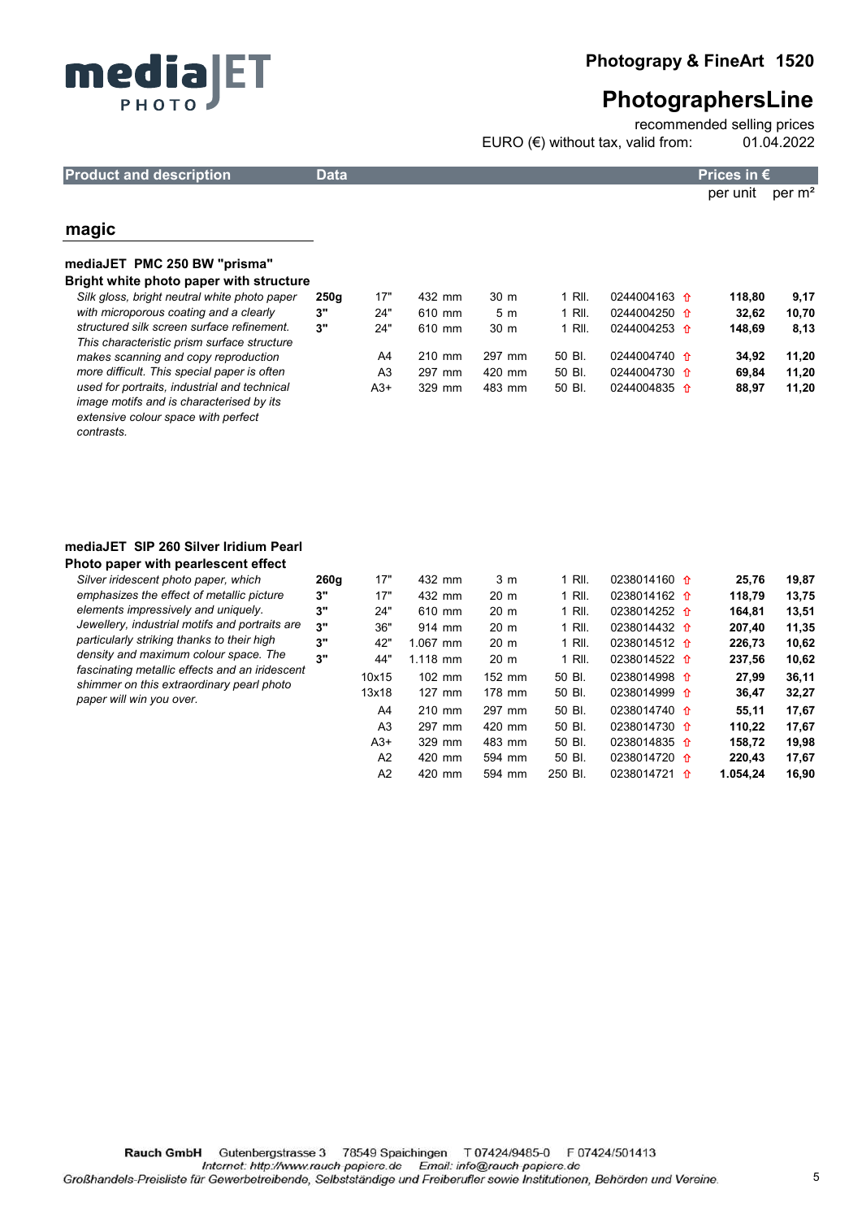# Photograpy & FineArt 1520

## PhotographersLine

recommended selling prices
EURO (€) without tax, valid from: 01.04.2022

| Product and description | Data | | | | | | | Prices in € per unit | per m² |
|---|---|---|---|---|---|---|---|---|---|

## magic

### mediaJET PMC 250 BW "prisma"
**Bright white photo paper with structure**

*Silk gloss, bright neutral white photo paper with microporous coating and a clearly structured silk screen surface refinement. This characteristic prism surface structure makes scanning and copy reproduction more difficult. This special paper is often used for portraits, industrial and technical image motifs and is characterised by its extensive colour space with perfect contrasts.*

| Data | | | | | | Art. No. | per unit | per m² |
|---|---|---|---|---|---|---|---|---|
| **250g** | 17" | 432 mm | 30 m | 1 | Rll. | 0244004163 ⇧ | **118,80** | **9,17** |
| **3"** | 24" | 610 mm | 5 m | 1 | Rll. | 0244004250 ⇧ | **32,62** | **10,70** |
| **3"** | 24" | 610 mm | 30 m | 1 | Rll. | 0244004253 ⇧ | **148,69** | **8,13** |
| | A4 | 210 mm | 297 mm | 50 | Bl. | 0244004740 ⇧ | **34,92** | **11,20** |
| | A3 | 297 mm | 420 mm | 50 | Bl. | 0244004730 ⇧ | **69,84** | **11,20** |
| | A3+ | 329 mm | 483 mm | 50 | Bl. | 0244004835 ⇧ | **88,97** | **11,20** |

### mediaJET SIP 260 Silver Iridium Pearl
**Photo paper with pearlescent effect**

*Silver iridescent photo paper, which emphasizes the effect of metallic picture elements impressively and uniquely. Jewellery, industrial motifs and portraits are particularly striking thanks to their high density and maximum colour space. The fascinating metallic effects and an iridescent shimmer on this extraordinary pearl photo paper will win you over.*

| Data | | | | | | Art. No. | per unit | per m² |
|---|---|---|---|---|---|---|---|---|
| **260g** | 17" | 432 mm | 3 m | 1 | Rll. | 0238014160 ⇧ | **25,76** | **19,87** |
| **3"** | 17" | 432 mm | 20 m | 1 | Rll. | 0238014162 ⇧ | **118,79** | **13,75** |
| **3"** | 24" | 610 mm | 20 m | 1 | Rll. | 0238014252 ⇧ | **164,81** | **13,51** |
| **3"** | 36" | 914 mm | 20 m | 1 | Rll. | 0238014432 ⇧ | **207,40** | **11,35** |
| **3"** | 42" | 1.067 mm | 20 m | 1 | Rll. | 0238014512 ⇧ | **226,73** | **10,62** |
| **3"** | 44" | 1.118 mm | 20 m | 1 | Rll. | 0238014522 ⇧ | **237,56** | **10,62** |
| | 10x15 | 102 mm | 152 mm | 50 | Bl. | 0238014998 ⇧ | **27,99** | **36,11** |
| | 13x18 | 127 mm | 178 mm | 50 | Bl. | 0238014999 ⇧ | **36,47** | **32,27** |
| | A4 | 210 mm | 297 mm | 50 | Bl. | 0238014740 ⇧ | **55,11** | **17,67** |
| | A3 | 297 mm | 420 mm | 50 | Bl. | 0238014730 ⇧ | **110,22** | **17,67** |
| | A3+ | 329 mm | 483 mm | 50 | Bl. | 0238014835 ⇧ | **158,72** | **19,98** |
| | A2 | 420 mm | 594 mm | 50 | Bl. | 0238014720 ⇧ | **220,43** | **17,67** |
| | A2 | 420 mm | 594 mm | 250 | Bl. | 0238014721 ⇧ | **1.054,24** | **16,90** |

**Rauch GmbH** Gutenbergstrasse 3 78549 Spaichingen T 07424/9485-0 F 07424/501413
*Internet: http://www.rauch papiere.de Email: info@rauch papiere.de*
*Großhandels-Preisliste für Gewerbetreibende, Selbstständige und Freiberufler sowie Institutionen, Behörden und Vereine.*